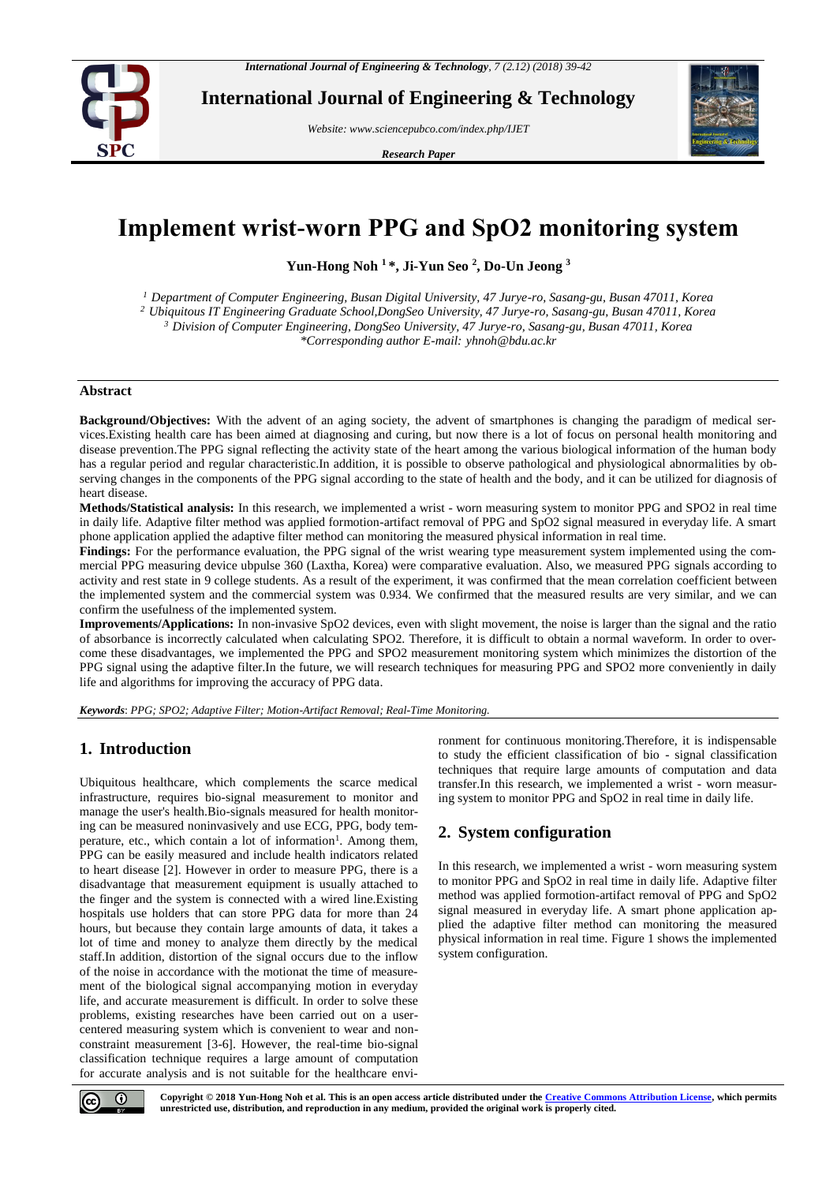# Implement wrist-worn PPG and SpO2 monitoring system

**Yun-Hong Noh [1]*, Ji-Yun Seo [2], Do-Un Jeong [3]**

*[1] Department of Computer Engineering, Busan Digital University, 47 Jurye-ro, Sasang-gu, Busan 47011, Korea*
*[2] Ubiquitous IT Engineering Graduate School,DongSeo University, 47 Jurye-ro, Sasang-gu, Busan 47011, Korea*
*[3] Division of Computer Engineering, DongSeo University, 47 Jurye-ro, Sasang-gu, Busan 47011, Korea*
*Corresponding author E-mail: yhnoh@bdu.ac.kr*

## Abstract

**Background/Objectives:** With the advent of an aging society, the advent of smartphones is changing the paradigm of medical services.Existing health care has been aimed at diagnosing and curing, but now there is a lot of focus on personal health monitoring and disease prevention.The PPG signal reflecting the activity state of the heart among the various biological information of the human body has a regular period and regular characteristic.In addition, it is possible to observe pathological and physiological abnormalities by observing changes in the components of the PPG signal according to the state of health and the body, and it can be utilized for diagnosis of heart disease.

**Methods/Statistical analysis:** In this research, we implemented a wrist - worn measuring system to monitor PPG and SPO2 in real time in daily life. Adaptive filter method was applied formotion-artifact removal of PPG and SpO2 signal measured in everyday life. A smart phone application applied the adaptive filter method can monitoring the measured physical information in real time.

**Findings:** For the performance evaluation, the PPG signal of the wrist wearing type measurement system implemented using the commercial PPG measuring device ubpulse 360 (Laxtha, Korea) were comparative evaluation. Also, we measured PPG signals according to activity and rest state in 9 college students. As a result of the experiment, it was confirmed that the mean correlation coefficient between the implemented system and the commercial system was 0.934. We confirmed that the measured results are very similar, and we can confirm the usefulness of the implemented system.

**Improvements/Applications:** In non-invasive SpO2 devices, even with slight movement, the noise is larger than the signal and the ratio of absorbance is incorrectly calculated when calculating SPO2. Therefore, it is difficult to obtain a normal waveform. In order to overcome these disadvantages, we implemented the PPG and SPO2 measurement monitoring system which minimizes the distortion of the PPG signal using the adaptive filter.In the future, we will research techniques for measuring PPG and SPO2 more conveniently in daily life and algorithms for improving the accuracy of PPG data.

***Keywords*****:** *PPG; SPO2; Adaptive Filter; Motion-Artifact Removal; Real-Time Monitoring.*

## 1. Introduction

Ubiquitous healthcare, which complements the scarce medical infrastructure, requires bio-signal measurement to monitor and manage the user's health.Bio-signals measured for health monitoring can be measured noninvasively and use ECG, PPG, body temperature, etc., which contain a lot of information[1]. Among them, PPG can be easily measured and include health indicators related to heart disease [2]. However in order to measure PPG, there is a disadvantage that measurement equipment is usually attached to the finger and the system is connected with a wired line.Existing hospitals use holders that can store PPG data for more than 24 hours, but because they contain large amounts of data, it takes a lot of time and money to analyze them directly by the medical staff.In addition, distortion of the signal occurs due to the inflow of the noise in accordance with the motionat the time of measurement of the biological signal accompanying motion in everyday life, and accurate measurement is difficult. In order to solve these problems, existing researches have been carried out on a user-centered measuring system which is convenient to wear and non-constraint measurement [3-6]. However, the real-time bio-signal classification technique requires a large amount of computation for accurate analysis and is not suitable for the healthcare environment for continuous monitoring.Therefore, it is indispensable to study the efficient classification of bio - signal classification techniques that require large amounts of computation and data transfer.In this research, we implemented a wrist - worn measuring system to monitor PPG and SpO2 in real time in daily life.

## 2. System configuration

In this research, we implemented a wrist - worn measuring system to monitor PPG and SpO2 in real time in daily life. Adaptive filter method was applied formotion-artifact removal of PPG and SpO2 signal measured in everyday life. A smart phone application applied the adaptive filter method can monitoring the measured physical information in real time. Figure 1 shows the implemented system configuration.

**Copyright © 2018 Yun-Hong Noh et al. This is an open access article distributed under the Creative Commons Attribution License, which permits unrestricted use, distribution, and reproduction in any medium, provided the original work is properly cited.**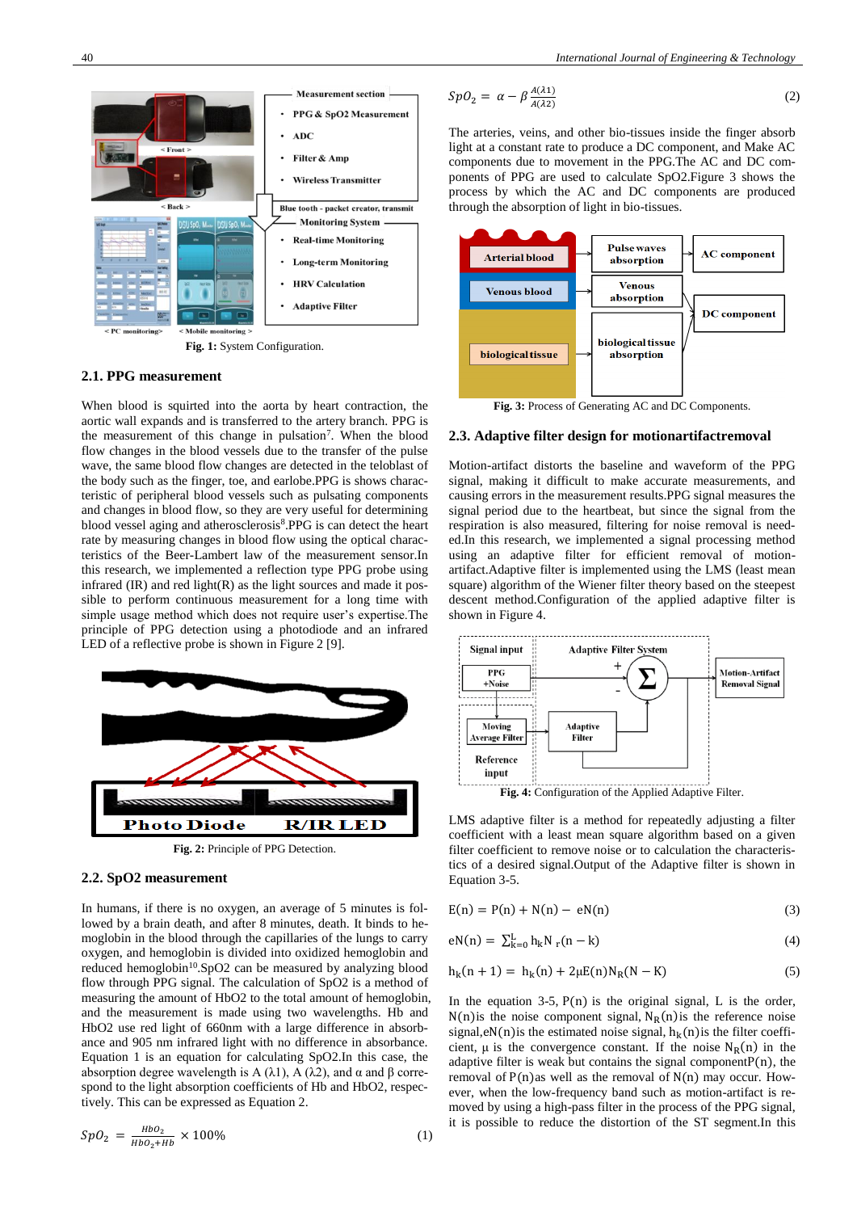**Fig. 1:** System Configuration.

## 2.1. PPG measurement

When blood is squirted into the aorta by heart contraction, the aortic wall expands and is transferred to the artery branch. PPG is the measurement of this change in pulsation[7]. When the blood flow changes in the blood vessels due to the transfer of the pulse wave, the same blood flow changes are detected in the fetoblast of the body such as the finger, toe, and earlobe.PPG is shows characteristic of peripheral blood vessels such as pulsating components and changes in blood flow, so they are very useful for determining blood vessel aging and atherosclerosis[8].PPG is can detect the heart rate by measuring changes in blood flow using the optical characteristics of the Beer-Lambert law of the measurement sensor.In this research, we implemented a reflective type PPG probe using infrared (IR) and red light(R) as the light sources and made it possible to perform continuous measurement for a long time with simple usage method which does not require user's expertise.The principle of PPG detection using a photodiode and an infrared LED of a reflective probe is shown in Figure 2 [9].

**Fig. 2:** Principle of PPG Detection.

## 2.2. SpO2 measurement

In humans, if there is no oxygen, an average of 5 minutes is followed by a brain death, and after 8 minutes, death. It binds to hemoglobin in the blood through the capillaries of the lungs to carry oxygen, and hemoglobin is divided into oxidized hemoglobin and reduced hemoglobin[10].SpO2 can be measured by analyzing blood flow through PPG signal. The calculation of SpO2 is a method of measuring the amount of HbO2 to the total amount of hemoglobin, and the measurement is made using two wavelengths. Hb and HbO2 use red light of 660nm with a large difference in absorbance and 905 nm infrared light with no difference in absorbance. Equation 1 is an equation for calculating SpO2.In this case, the absorption degree wavelength is A (λ1), A (λ2), and α and β correspond to the light absorption coefficients of Hb and HbO2, respectively. This can be expressed as Equation 2.

$$SpO_2 = \frac{HbO_2}{HbO_2+Hb} \times 100\% \quad (1)$$

$$SpO_2 = \alpha - \beta\frac{A(\lambda 1)}{A(\lambda 2)} \quad (2)$$

The arteries, veins, and other bio-tissues inside the finger absorb light at a constant rate to produce a DC component, and Make AC components due to movement in the PPG.The AC and DC components of PPG are used to calculate SpO2.Figure 3 shows the process by which the AC and DC components are produced through the absorption of light in bio-tissues.

**Fig. 3:** Process of Generating AC and DC Components.

## 2.3. Adaptive filter design for motionartifactremoval

Motion-artifact distorts the baseline and waveform of the PPG signal, making it difficult to make accurate measurements, and causing errors in the measurement results.PPG signal measures the signal period due to the heartbeat, but since the signal from the respiration is also measured, filtering for noise removal is needed.In this research, we implemented a signal processing method using an adaptive filter for efficient removal of motion-artifact.Adaptive filter is implemented using the LMS (least mean square) algorithm of the Wiener filter theory based on the steepest descent method.Configuration of the applied adaptive filter is shown in Figure 4.

**Fig. 4:** Configuration of the Applied Adaptive Filter.

LMS adaptive filter is a method for repeatedly adjusting a filter coefficient with a least mean square algorithm based on a given filter coefficient to remove noise or to calculation the characteristics of a desired signal.Output of the Adaptive filter is shown in Equation 3-5.

$$E(n) = P(n) + N(n) - eN(n) \quad (3)$$

$$eN(n) = \sum_{k=0}^{L} h_k N_r(n-k) \quad (4)$$

$$h_k(n+1) = h_k(n) + 2\mu E(n) N_R(N-K) \quad (5)$$

In the equation 3-5, P(n) is the original signal, L is the order, N(n)is the noise component signal, $N_R(n)$is the reference noise signal,eN(n)is the estimated noise signal, $h_k(n)$is the filter coefficient, μ is the convergence constant. If the noise $N_R(n)$ in the adaptive filter is weak but contains the signal componentP(n), the removal of P(n)as well as the removal of N(n) may occur. However, when the low-frequency band such as motion-artifact is removed by using a high-pass filter in the process of the PPG signal, it is possible to reduce the distortion of the ST segment.In this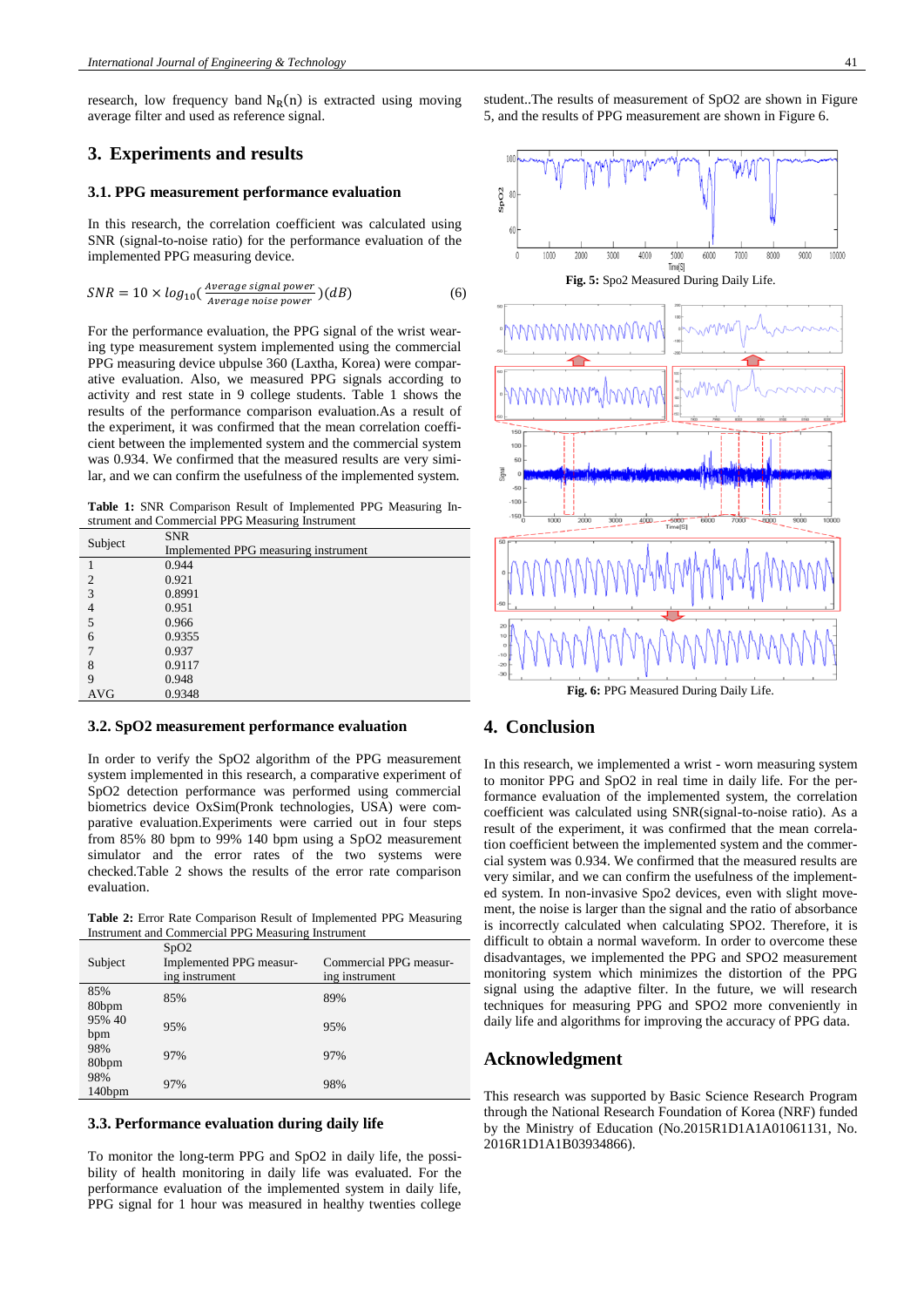research, low frequency band $N_R(n)$ is extracted using moving average filter and used as reference signal.

## 3. Experiments and results

### 3.1. PPG measurement performance evaluation

In this research, the correlation coefficient was calculated using SNR (signal-to-noise ratio) for the performance evaluation of the implemented PPG measuring device.

$$SNR = 10 \times log_{10}\left(\frac{Average\ signal\ power}{Average\ noise\ power}\right)(dB) \quad (6)$$

For the performance evaluation, the PPG signal of the wrist wearing type measurement system implemented using the commercial PPG measuring device ubpulse 360 (Laxtha, Korea) were comparative evaluation. Also, we measured PPG signals according to activity and rest state in 9 college students. Table 1 shows the results of the performance comparison evaluation.As a result of the experiment, it was confirmed that the mean correlation coefficient between the implemented system and the commercial system was 0.934. We confirmed that the measured results are very similar, and we can confirm the usefulness of the implemented system.

**Table 1:** SNR Comparison Result of Implemented PPG Measuring Instrument and Commercial PPG Measuring Instrument

| Subject | SNR<br>Implemented PPG measuring instrument |
|---|---|
| 1 | 0.944 |
| 2 | 0.921 |
| 3 | 0.8991 |
| 4 | 0.951 |
| 5 | 0.966 |
| 6 | 0.9355 |
| 7 | 0.937 |
| 8 | 0.9117 |
| 9 | 0.948 |
| AVG | 0.9348 |

### 3.2. SpO2 measurement performance evaluation

In order to verify the SpO2 algorithm of the PPG measurement system implemented in this research, a comparative experiment of SpO2 detection performance was performed using commercial biometrics device OxSim(Pronk technologies, USA) were comparative evaluation.Experiments were carried out in four steps from 85% 80 bpm to 99% 140 bpm using a SpO2 measurement simulator and the error rates of the two systems were checked.Table 2 shows the results of the error rate comparison evaluation.

**Table 2:** Error Rate Comparison Result of Implemented PPG Measuring Instrument and Commercial PPG Measuring Instrument

| Subject | SpO2<br>Implemented PPG measuring instrument | Commercial PPG measuring instrument |
|---|---|---|
| 85% 80bpm | 85% | 89% |
| 95% 40 bpm | 95% | 95% |
| 98% 80bpm | 97% | 97% |
| 98% 140bpm | 97% | 98% |

### 3.3. Performance evaluation during daily life

To monitor the long-term PPG and SpO2 in daily life, the possibility of health monitoring in daily life was evaluated. For the performance evaluation of the implemented system in daily life, PPG signal for 1 hour was measured in healthy twenties college student..The results of measurement of SpO2 are shown in Figure 5, and the results of PPG measurement are shown in Figure 6.

SpO2
100
80
60
0 1000 2000 3000 4000 5000 6000 7000 8000 9000 10000
Time[S]

**Fig. 5:** Spo2 Measured During Daily Life.

Signal
Time[S]

**Fig. 6:** PPG Measured During Daily Life.

## 4. Conclusion

In this research, we implemented a wrist - worn measuring system to monitor PPG and SpO2 in real time in daily life. For the performance evaluation of the implemented system, the correlation coefficient was calculated using SNR(signal-to-noise ratio). As a result of the experiment, it was confirmed that the mean correlation coefficient between the implemented system and the commercial system was 0.934. We confirmed that the measured results are very similar, and we can confirm the usefulness of the implemented system. In non-invasive Spo2 devices, even with slight movement, the noise is larger than the signal and the ratio of absorbance is incorrectly calculated when calculating SPO2. Therefore, it is difficult to obtain a normal waveform. In order to overcome these disadvantages, we implemented the PPG and SPO2 measurement monitoring system which minimizes the distortion of the PPG signal using the adaptive filter. In the future, we will research techniques for measuring PPG and SPO2 more conveniently in daily life and algorithms for improving the accuracy of PPG data.

## Acknowledgment

This research was supported by Basic Science Research Program through the National Research Foundation of Korea (NRF) funded by the Ministry of Education (No.2015R1D1A1A01061131, No. 2016R1D1A1B03934866).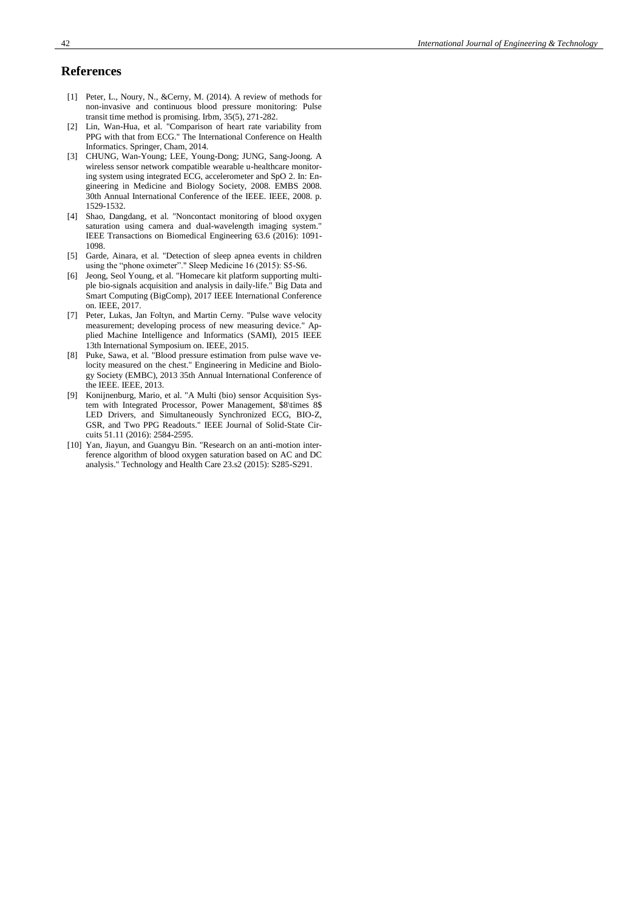## References

[1] Peter, L., Noury, N., &Cerny, M. (2014). A review of methods for non-invasive and continuous blood pressure monitoring: Pulse transit time method is promising. Irbm, 35(5), 271-282.

[2] Lin, Wan-Hua, et al. "Comparison of heart rate variability from PPG with that from ECG." The International Conference on Health Informatics. Springer, Cham, 2014.

[3] CHUNG, Wan-Young; LEE, Young-Dong; JUNG, Sang-Joong. A wireless sensor network compatible wearable u-healthcare monitoring system using integrated ECG, accelerometer and SpO 2. In: Engineering in Medicine and Biology Society, 2008. EMBS 2008. 30th Annual International Conference of the IEEE. IEEE, 2008. p. 1529-1532.

[4] Shao, Dangdang, et al. "Noncontact monitoring of blood oxygen saturation using camera and dual-wavelength imaging system." IEEE Transactions on Biomedical Engineering 63.6 (2016): 1091-1098.

[5] Garde, Ainara, et al. "Detection of sleep apnea events in children using the "phone oximeter"." Sleep Medicine 16 (2015): S5-S6.

[6] Jeong, Seol Young, et al. "Homecare kit platform supporting multiple bio-signals acquisition and analysis in daily-life." Big Data and Smart Computing (BigComp), 2017 IEEE International Conference on. IEEE, 2017.

[7] Peter, Lukas, Jan Foltyn, and Martin Cerny. "Pulse wave velocity measurement; developing process of new measuring device." Applied Machine Intelligence and Informatics (SAMI), 2015 IEEE 13th International Symposium on. IEEE, 2015.

[8] Puke, Sawa, et al. "Blood pressure estimation from pulse wave velocity measured on the chest." Engineering in Medicine and Biology Society (EMBC), 2013 35th Annual International Conference of the IEEE. IEEE, 2013.

[9] Konijnenburg, Mario, et al. "A Multi (bio) sensor Acquisition System with Integrated Processor, Power Management, $8\times 8$ LED Drivers, and Simultaneously Synchronized ECG, BIO-Z, GSR, and Two PPG Readouts." IEEE Journal of Solid-State Circuits 51.11 (2016): 2584-2595.

[10] Yan, Jiayun, and Guangyu Bin. "Research on an anti-motion interference algorithm of blood oxygen saturation based on AC and DC analysis." Technology and Health Care 23.s2 (2015): S285-S291.